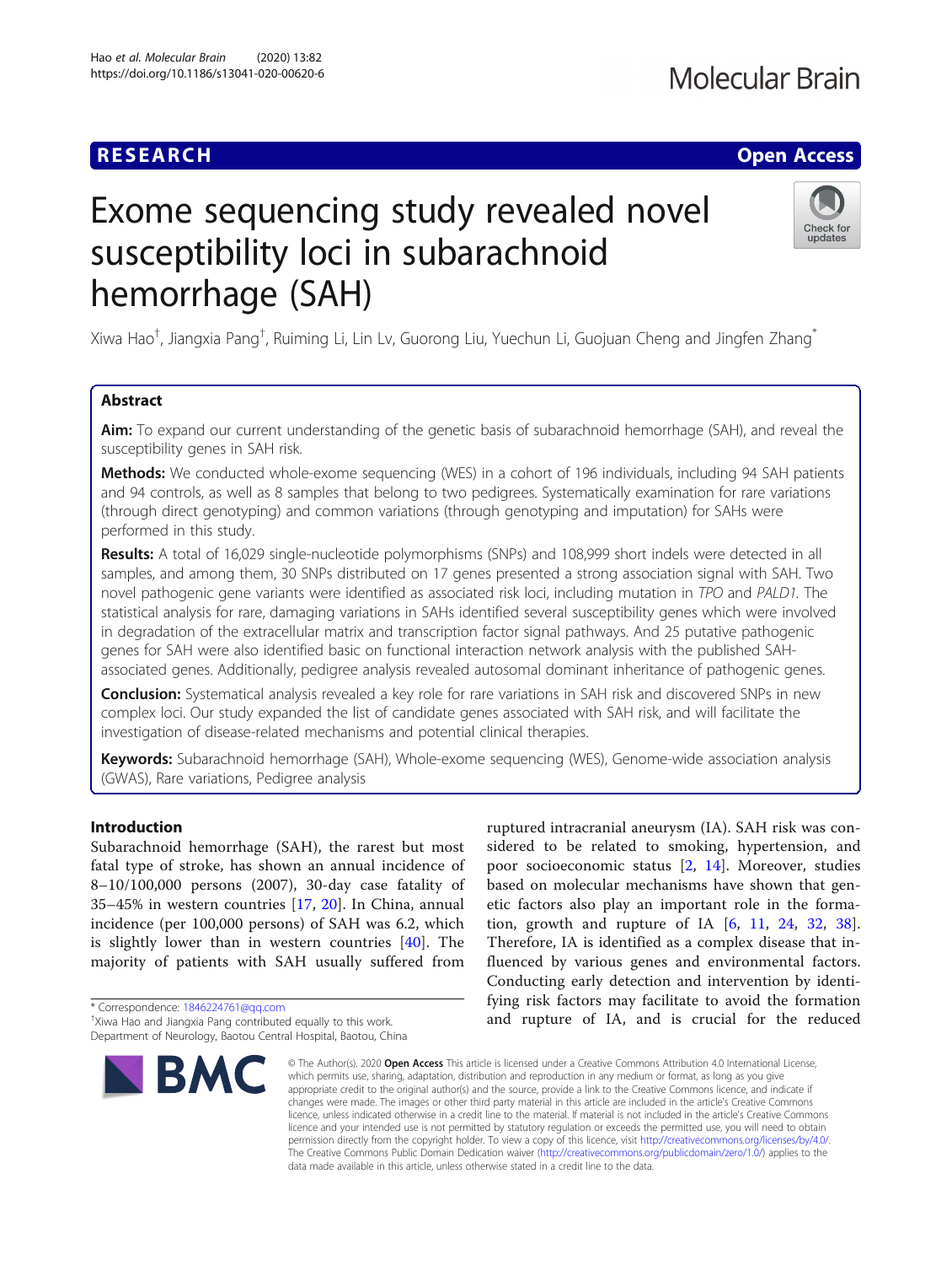# RESEARCH

**Open Access**

# Exome sequencing study revealed novel susceptibility loci in subarachnoid hemorrhage (SAH)

Xiwa Hao[†], Jiangxia Pang[†], Ruiming Li, Lin Lv, Guorong Liu, Yuechun Li, Guojuan Cheng and Jingfen Zhang[*]

## Abstract

**Aim:** To expand our current understanding of the genetic basis of subarachnoid hemorrhage (SAH), and reveal the susceptibility genes in SAH risk.

**Methods:** We conducted whole-exome sequencing (WES) in a cohort of 196 individuals, including 94 SAH patients and 94 controls, as well as 8 samples that belong to two pedigrees. Systematically examination for rare variations (through direct genotyping) and common variations (through genotyping and imputation) for SAHs were performed in this study.

**Results:** A total of 16,029 single-nucleotide polymorphisms (SNPs) and 108,999 short indels were detected in all samples, and among them, 30 SNPs distributed on 17 genes presented a strong association signal with SAH. Two novel pathogenic gene variants were identified as associated risk loci, including mutation in *TPO* and *PALD1*. The statistical analysis for rare, damaging variations in SAHs identified several susceptibility genes which were involved in degradation of the extracellular matrix and transcription factor signal pathways. And 25 putative pathogenic genes for SAH were also identified basic on functional interaction network analysis with the published SAH-associated genes. Additionally, pedigree analysis revealed autosomal dominant inheritance of pathogenic genes.

**Conclusion:** Systematical analysis revealed a key role for rare variations in SAH risk and discovered SNPs in new complex loci. Our study expanded the list of candidate genes associated with SAH risk, and will facilitate the investigation of disease-related mechanisms and potential clinical therapies.

**Keywords:** Subarachnoid hemorrhage (SAH), Whole-exome sequencing (WES), Genome-wide association analysis (GWAS), Rare variations, Pedigree analysis

## Introduction

Subarachnoid hemorrhage (SAH), the rarest but most fatal type of stroke, has shown an annual incidence of 8–10/100,000 persons (2007), 30-day case fatality of 35–45% in western countries [17, 20]. In China, annual incidence (per 100,000 persons) of SAH was 6.2, which is slightly lower than in western countries [40]. The majority of patients with SAH usually suffered from ruptured intracranial aneurysm (IA). SAH risk was considered to be related to smoking, hypertension, and poor socioeconomic status [2, 14]. Moreover, studies based on molecular mechanisms have shown that genetic factors also play an important role in the formation, growth and rupture of IA [6, 11, 24, 32, 38]. Therefore, IA is identified as a complex disease that influenced by various genes and environmental factors. Conducting early detection and intervention by identifying risk factors may facilitate to avoid the formation and rupture of IA, and is crucial for the reduced

\* Correspondence: 1846224761@qq.com

†Xiwa Hao and Jiangxia Pang contributed equally to this work.

Department of Neurology, Baotou Central Hospital, Baotou, China

© The Author(s). 2020 **Open Access** This article is licensed under a Creative Commons Attribution 4.0 International License, which permits use, sharing, adaptation, distribution and reproduction in any medium or format, as long as you give appropriate credit to the original author(s) and the source, provide a link to the Creative Commons licence, and indicate if changes were made. The images or other third party material in this article are included in the article's Creative Commons licence, unless indicated otherwise in a credit line to the material. If material is not included in the article's Creative Commons licence and your intended use is not permitted by statutory regulation or exceeds the permitted use, you will need to obtain permission directly from the copyright holder. To view a copy of this licence, visit http://creativecommons.org/licenses/by/4.0/. The Creative Commons Public Domain Dedication waiver (http://creativecommons.org/publicdomain/zero/1.0/) applies to the data made available in this article, unless otherwise stated in a credit line to the data.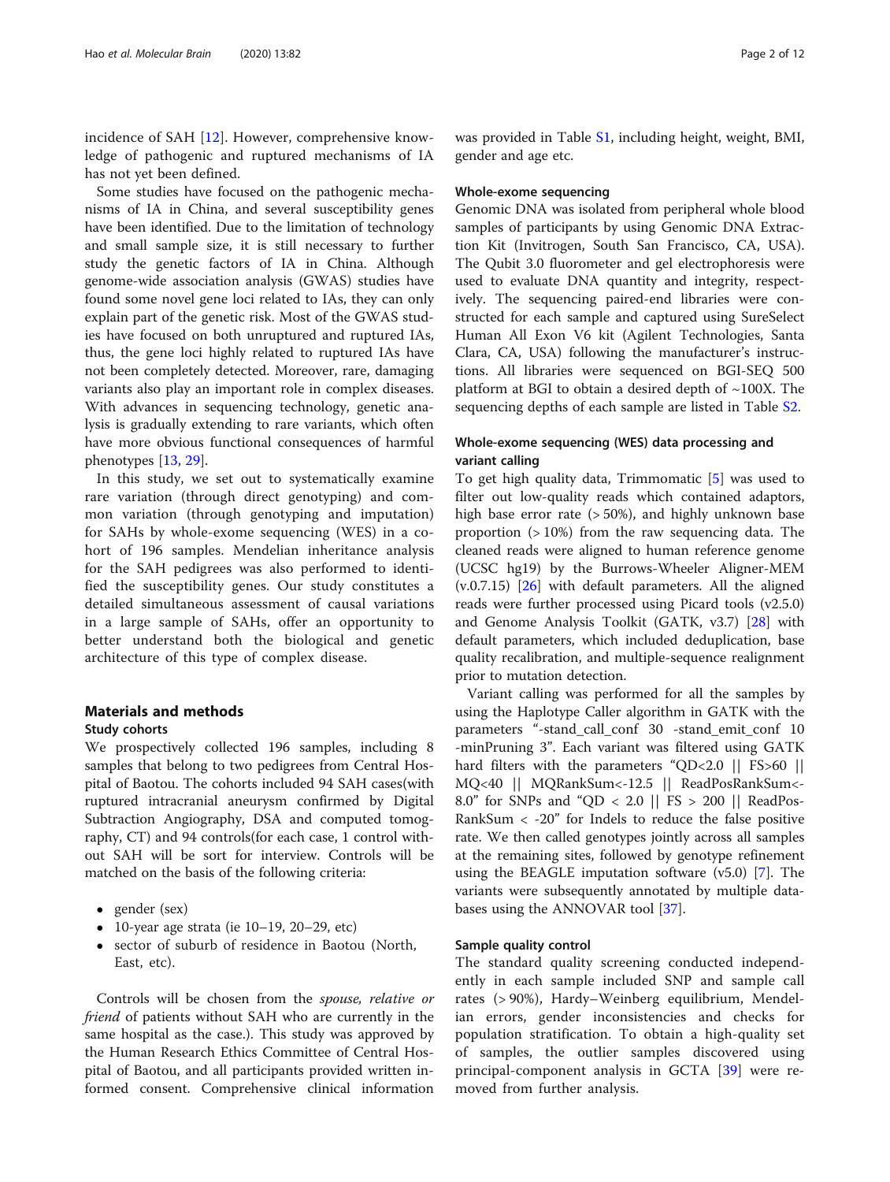incidence of SAH [12]. However, comprehensive knowledge of pathogenic and ruptured mechanisms of IA has not yet been defined.

Some studies have focused on the pathogenic mechanisms of IA in China, and several susceptibility genes have been identified. Due to the limitation of technology and small sample size, it is still necessary to further study the genetic factors of IA in China. Although genome-wide association analysis (GWAS) studies have found some novel gene loci related to IAs, they can only explain part of the genetic risk. Most of the GWAS studies have focused on both unruptured and ruptured IAs, thus, the gene loci highly related to ruptured IAs have not been completely detected. Moreover, rare, damaging variants also play an important role in complex diseases. With advances in sequencing technology, genetic analysis is gradually extending to rare variants, which often have more obvious functional consequences of harmful phenotypes [13, 29].

In this study, we set out to systematically examine rare variation (through direct genotyping) and common variation (through genotyping and imputation) for SAHs by whole-exome sequencing (WES) in a cohort of 196 samples. Mendelian inheritance analysis for the SAH pedigrees was also performed to identified the susceptibility genes. Our study constitutes a detailed simultaneous assessment of causal variations in a large sample of SAHs, offer an opportunity to better understand both the biological and genetic architecture of this type of complex disease.

## Materials and methods

### Study cohorts

We prospectively collected 196 samples, including 8 samples that belong to two pedigrees from Central Hospital of Baotou. The cohorts included 94 SAH cases(with ruptured intracranial aneurysm confirmed by Digital Subtraction Angiography, DSA and computed tomography, CT) and 94 controls(for each case, 1 control without SAH will be sort for interview. Controls will be matched on the basis of the following criteria:

- gender (sex)
- 10-year age strata (ie 10–19, 20–29, etc)
- sector of suburb of residence in Baotou (North, East, etc).

Controls will be chosen from the *spouse, relative or friend* of patients without SAH who are currently in the same hospital as the case.). This study was approved by the Human Research Ethics Committee of Central Hospital of Baotou, and all participants provided written informed consent. Comprehensive clinical information was provided in Table S1, including height, weight, BMI, gender and age etc.

### Whole-exome sequencing

Genomic DNA was isolated from peripheral whole blood samples of participants by using Genomic DNA Extraction Kit (Invitrogen, South San Francisco, CA, USA). The Qubit 3.0 fluorometer and gel electrophoresis were used to evaluate DNA quantity and integrity, respectively. The sequencing paired-end libraries were constructed for each sample and captured using SureSelect Human All Exon V6 kit (Agilent Technologies, Santa Clara, CA, USA) following the manufacturer's instructions. All libraries were sequenced on BGI-SEQ 500 platform at BGI to obtain a desired depth of ~100X. The sequencing depths of each sample are listed in Table S2.

### Whole-exome sequencing (WES) data processing and variant calling

To get high quality data, Trimmomatic [5] was used to filter out low-quality reads which contained adaptors, high base error rate (> 50%), and highly unknown base proportion (> 10%) from the raw sequencing data. The cleaned reads were aligned to human reference genome (UCSC hg19) by the Burrows-Wheeler Aligner-MEM (v.0.7.15) [26] with default parameters. All the aligned reads were further processed using Picard tools (v2.5.0) and Genome Analysis Toolkit (GATK, v3.7) [28] with default parameters, which included deduplication, base quality recalibration, and multiple-sequence realignment prior to mutation detection.

Variant calling was performed for all the samples by using the Haplotype Caller algorithm in GATK with the parameters "-stand_call_conf 30 -stand_emit_conf 10 -minPruning 3". Each variant was filtered using GATK hard filters with the parameters "QD<2.0 || FS>60 || MQ<40 || MQRankSum<-12.5 || ReadPosRankSum<-8.0" for SNPs and "QD < 2.0 || FS > 200 || ReadPosRankSum < -20" for Indels to reduce the false positive rate. We then called genotypes jointly across all samples at the remaining sites, followed by genotype refinement using the BEAGLE imputation software (v5.0) [7]. The variants were subsequently annotated by multiple databases using the ANNOVAR tool [37].

### Sample quality control

The standard quality screening conducted independently in each sample included SNP and sample call rates (> 90%), Hardy–Weinberg equilibrium, Mendelian errors, gender inconsistencies and checks for population stratification. To obtain a high-quality set of samples, the outlier samples discovered using principal-component analysis in GCTA [39] were removed from further analysis.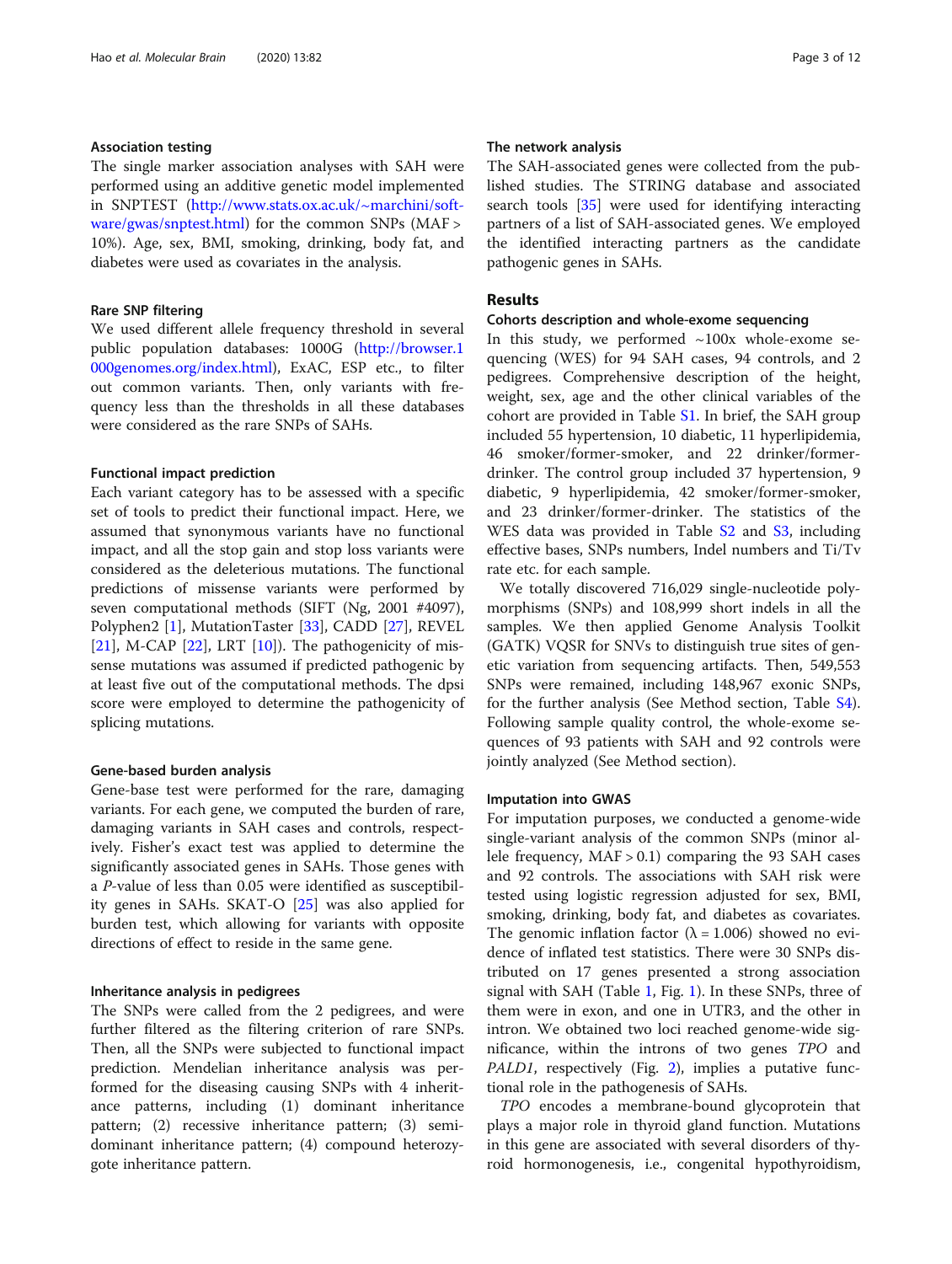### Association testing

The single marker association analyses with SAH were performed using an additive genetic model implemented in SNPTEST (http://www.stats.ox.ac.uk/~marchini/software/gwas/snptest.html) for the common SNPs (MAF > 10%). Age, sex, BMI, smoking, drinking, body fat, and diabetes were used as covariates in the analysis.

### Rare SNP filtering

We used different allele frequency threshold in several public population databases: 1000G (http://browser.1000genomes.org/index.html), ExAC, ESP etc., to filter out common variants. Then, only variants with frequency less than the thresholds in all these databases were considered as the rare SNPs of SAHs.

### Functional impact prediction

Each variant category has to be assessed with a specific set of tools to predict their functional impact. Here, we assumed that synonymous variants have no functional impact, and all the stop gain and stop loss variants were considered as the deleterious mutations. The functional predictions of missense variants were performed by seven computational methods (SIFT (Ng, 2001 #4097), Polyphen2 [1], MutationTaster [33], CADD [27], REVEL [21], M-CAP [22], LRT [10]). The pathogenicity of missense mutations was assumed if predicted pathogenic by at least five out of the computational methods. The dpsi score were employed to determine the pathogenicity of splicing mutations.

### Gene-based burden analysis

Gene-base test were performed for the rare, damaging variants. For each gene, we computed the burden of rare, damaging variants in SAH cases and controls, respectively. Fisher's exact test was applied to determine the significantly associated genes in SAHs. Those genes with a *P*-value of less than 0.05 were identified as susceptibility genes in SAHs. SKAT-O [25] was also applied for burden test, which allowing for variants with opposite directions of effect to reside in the same gene.

### Inheritance analysis in pedigrees

The SNPs were called from the 2 pedigrees, and were further filtered as the filtering criterion of rare SNPs. Then, all the SNPs were subjected to functional impact prediction. Mendelian inheritance analysis was performed for the diseasing causing SNPs with 4 inheritance patterns, including (1) dominant inheritance pattern; (2) recessive inheritance pattern; (3) semi-dominant inheritance pattern; (4) compound heterozygote inheritance pattern.

### The network analysis

The SAH-associated genes were collected from the published studies. The STRING database and associated search tools [35] were used for identifying interacting partners of a list of SAH-associated genes. We employed the identified interacting partners as the candidate pathogenic genes in SAHs.

## Results

### Cohorts description and whole-exome sequencing

In this study, we performed ~100x whole-exome sequencing (WES) for 94 SAH cases, 94 controls, and 2 pedigrees. Comprehensive description of the height, weight, sex, age and the other clinical variables of the cohort are provided in Table S1. In brief, the SAH group included 55 hypertension, 10 diabetic, 11 hyperlipidemia, 46 smoker/former-smoker, and 22 drinker/former-drinker. The control group included 37 hypertension, 9 diabetic, 9 hyperlipidemia, 42 smoker/former-smoker, and 23 drinker/former-drinker. The statistics of the WES data was provided in Table S2 and S3, including effective bases, SNPs numbers, Indel numbers and Ti/Tv rate etc. for each sample.

We totally discovered 716,029 single-nucleotide polymorphisms (SNPs) and 108,999 short indels in all the samples. We then applied Genome Analysis Toolkit (GATK) VQSR for SNVs to distinguish true sites of genetic variation from sequencing artifacts. Then, 549,553 SNPs were remained, including 148,967 exonic SNPs, for the further analysis (See Method section, Table S4). Following sample quality control, the whole-exome sequences of 93 patients with SAH and 92 controls were jointly analyzed (See Method section).

### Imputation into GWAS

For imputation purposes, we conducted a genome-wide single-variant analysis of the common SNPs (minor allele frequency, MAF > 0.1) comparing the 93 SAH cases and 92 controls. The associations with SAH risk were tested using logistic regression adjusted for sex, BMI, smoking, drinking, body fat, and diabetes as covariates. The genomic inflation factor ($\lambda = 1.006$) showed no evidence of inflated test statistics. There were 30 SNPs distributed on 17 genes presented a strong association signal with SAH (Table 1, Fig. 1). In these SNPs, three of them were in exon, and one in UTR3, and the other in intron. We obtained two loci reached genome-wide significance, within the introns of two genes *TPO* and *PALD1*, respectively (Fig. 2), implies a putative functional role in the pathogenesis of SAHs.

*TPO* encodes a membrane-bound glycoprotein that plays a major role in thyroid gland function. Mutations in this gene are associated with several disorders of thyroid hormonogenesis, i.e., congenital hypothyroidism,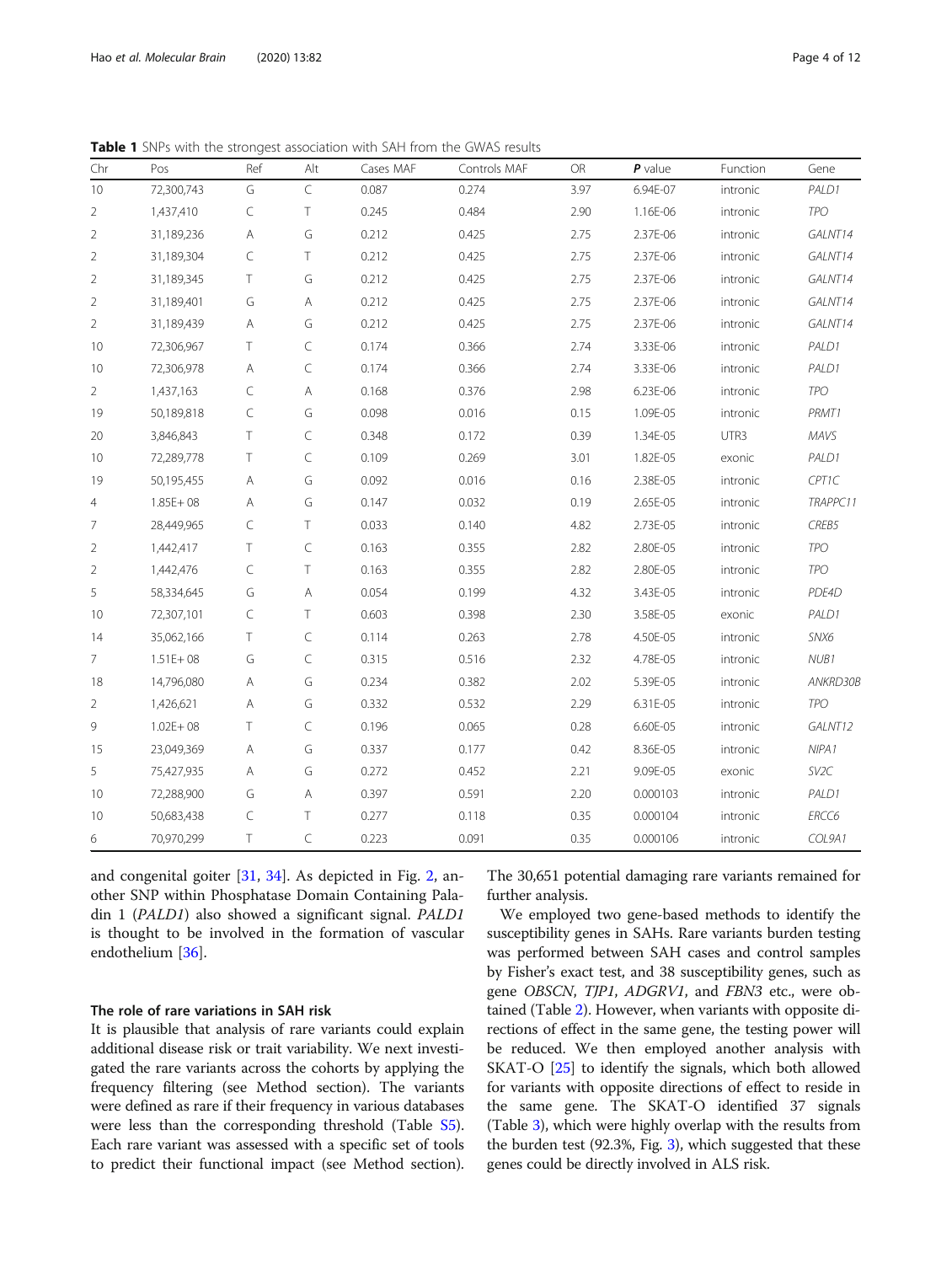**Table 1** SNPs with the strongest association with SAH from the GWAS results

| Chr | Pos | Ref | Alt | Cases MAF | Controls MAF | OR | ***P*** value | Function | Gene |
|---|---|---|---|---|---|---|---|---|---|
| 10 | 72,300,743 | G | C | 0.087 | 0.274 | 3.97 | 6.94E-07 | intronic | *PALD1* |
| 2 | 1,437,410 | C | T | 0.245 | 0.484 | 2.90 | 1.16E-06 | intronic | *TPO* |
| 2 | 31,189,236 | A | G | 0.212 | 0.425 | 2.75 | 2.37E-06 | intronic | *GALNT14* |
| 2 | 31,189,304 | C | T | 0.212 | 0.425 | 2.75 | 2.37E-06 | intronic | *GALNT14* |
| 2 | 31,189,345 | T | G | 0.212 | 0.425 | 2.75 | 2.37E-06 | intronic | *GALNT14* |
| 2 | 31,189,401 | G | A | 0.212 | 0.425 | 2.75 | 2.37E-06 | intronic | *GALNT14* |
| 2 | 31,189,439 | A | G | 0.212 | 0.425 | 2.75 | 2.37E-06 | intronic | *GALNT14* |
| 10 | 72,306,967 | T | C | 0.174 | 0.366 | 2.74 | 3.33E-06 | intronic | *PALD1* |
| 10 | 72,306,978 | A | C | 0.174 | 0.366 | 2.74 | 3.33E-06 | intronic | *PALD1* |
| 2 | 1,437,163 | C | A | 0.168 | 0.376 | 2.98 | 6.23E-06 | intronic | *TPO* |
| 19 | 50,189,818 | C | G | 0.098 | 0.016 | 0.15 | 1.09E-05 | intronic | *PRMT1* |
| 20 | 3,846,843 | T | C | 0.348 | 0.172 | 0.39 | 1.34E-05 | UTR3 | *MAVS* |
| 10 | 72,289,778 | T | C | 0.109 | 0.269 | 3.01 | 1.82E-05 | exonic | *PALD1* |
| 19 | 50,195,455 | A | G | 0.092 | 0.016 | 0.16 | 2.38E-05 | intronic | *CPT1C* |
| 4 | 1.85E+ 08 | A | G | 0.147 | 0.032 | 0.19 | 2.65E-05 | intronic | *TRAPPC11* |
| 7 | 28,449,965 | C | T | 0.033 | 0.140 | 4.82 | 2.73E-05 | intronic | *CREB5* |
| 2 | 1,442,417 | T | C | 0.163 | 0.355 | 2.82 | 2.80E-05 | intronic | *TPO* |
| 2 | 1,442,476 | C | T | 0.163 | 0.355 | 2.82 | 2.80E-05 | intronic | *TPO* |
| 5 | 58,334,645 | G | A | 0.054 | 0.199 | 4.32 | 3.43E-05 | intronic | *PDE4D* |
| 10 | 72,307,101 | C | T | 0.603 | 0.398 | 2.30 | 3.58E-05 | exonic | *PALD1* |
| 14 | 35,062,166 | T | C | 0.114 | 0.263 | 2.78 | 4.50E-05 | intronic | *SNX6* |
| 7 | 1.51E+ 08 | G | C | 0.315 | 0.516 | 2.32 | 4.78E-05 | intronic | *NUB1* |
| 18 | 14,796,080 | A | G | 0.234 | 0.382 | 2.02 | 5.39E-05 | intronic | *ANKRD30B* |
| 2 | 1,426,621 | A | G | 0.332 | 0.532 | 2.29 | 6.31E-05 | intronic | *TPO* |
| 9 | 1.02E+ 08 | T | C | 0.196 | 0.065 | 0.28 | 6.60E-05 | intronic | *GALNT12* |
| 15 | 23,049,369 | A | G | 0.337 | 0.177 | 0.42 | 8.36E-05 | intronic | *NIPA1* |
| 5 | 75,427,935 | A | G | 0.272 | 0.452 | 2.21 | 9.09E-05 | exonic | *SV2C* |
| 10 | 72,288,900 | G | A | 0.397 | 0.591 | 2.20 | 0.000103 | intronic | *PALD1* |
| 10 | 50,683,438 | C | T | 0.277 | 0.118 | 0.35 | 0.000104 | intronic | *ERCC6* |
| 6 | 70,970,299 | T | C | 0.223 | 0.091 | 0.35 | 0.000106 | intronic | *COL9A1* |

and congenital goiter [31, 34]. As depicted in Fig. 2, another SNP within Phosphatase Domain Containing Paladin 1 (*PALD1*) also showed a significant signal. *PALD1* is thought to be involved in the formation of vascular endothelium [36].

### The role of rare variations in SAH risk

It is plausible that analysis of rare variants could explain additional disease risk or trait variability. We next investigated the rare variants across the cohorts by applying the frequency filtering (see Method section). The variants were defined as rare if their frequency in various databases were less than the corresponding threshold (Table S5). Each rare variant was assessed with a specific set of tools to predict their functional impact (see Method section). The 30,651 potential damaging rare variants remained for further analysis.

We employed two gene-based methods to identify the susceptibility genes in SAHs. Rare variants burden testing was performed between SAH cases and control samples by Fisher's exact test, and 38 susceptibility genes, such as gene *OBSCN*, *TJP1*, *ADGRV1*, and *FBN3* etc., were obtained (Table 2). However, when variants with opposite directions of effect in the same gene, the testing power will be reduced. We then employed another analysis with SKAT-O [25] to identify the signals, which both allowed for variants with opposite directions of effect to reside in the same gene. The SKAT-O identified 37 signals (Table 3), which were highly overlap with the results from the burden test (92.3%, Fig. 3), which suggested that these genes could be directly involved in ALS risk.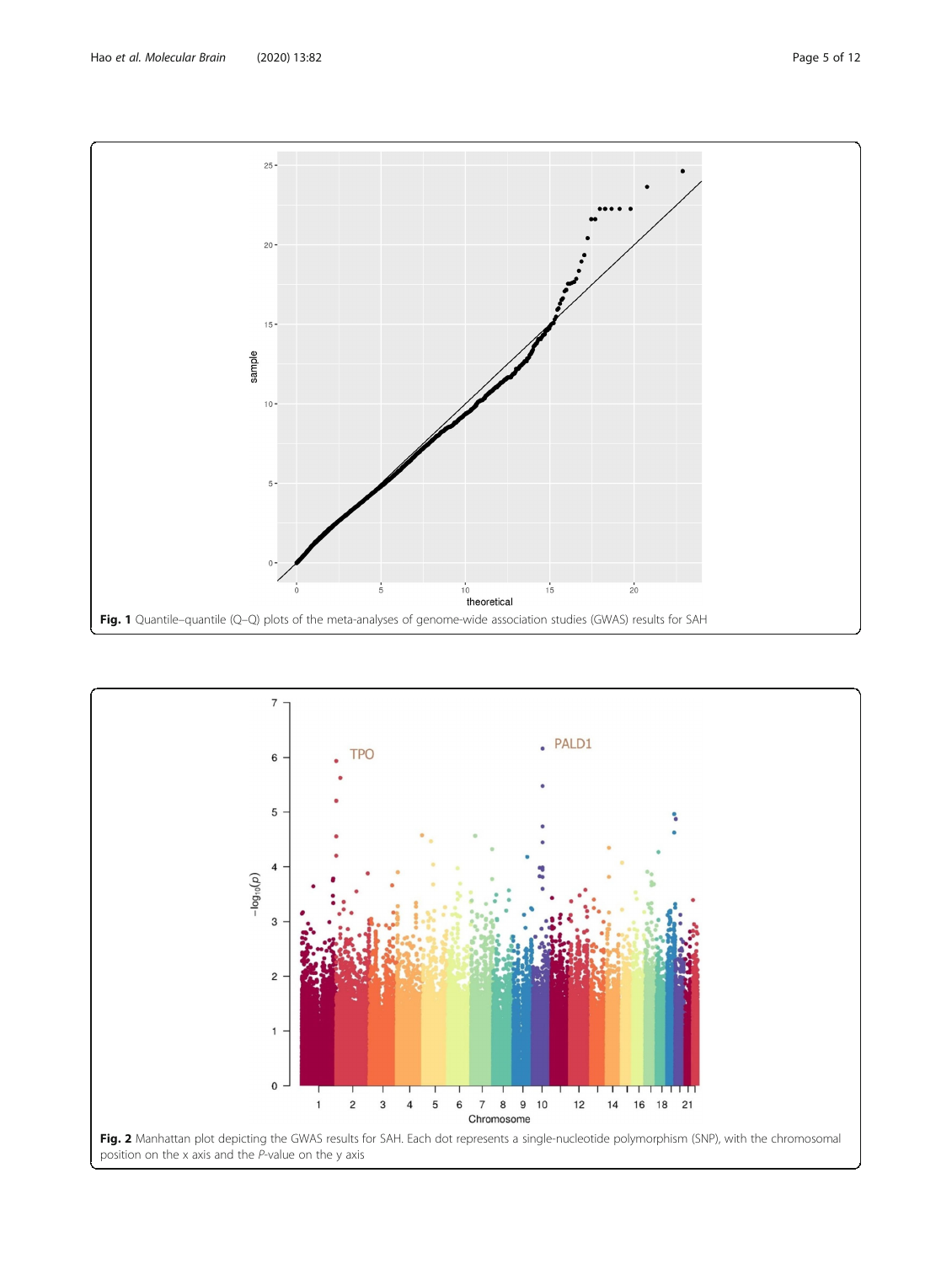**Fig. 1** Quantile–quantile (Q–Q) plots of the meta-analyses of genome-wide association studies (GWAS) results for SAH

**Fig. 2** Manhattan plot depicting the GWAS results for SAH. Each dot represents a single-nucleotide polymorphism (SNP), with the chromosomal position on the x axis and the *P*-value on the y axis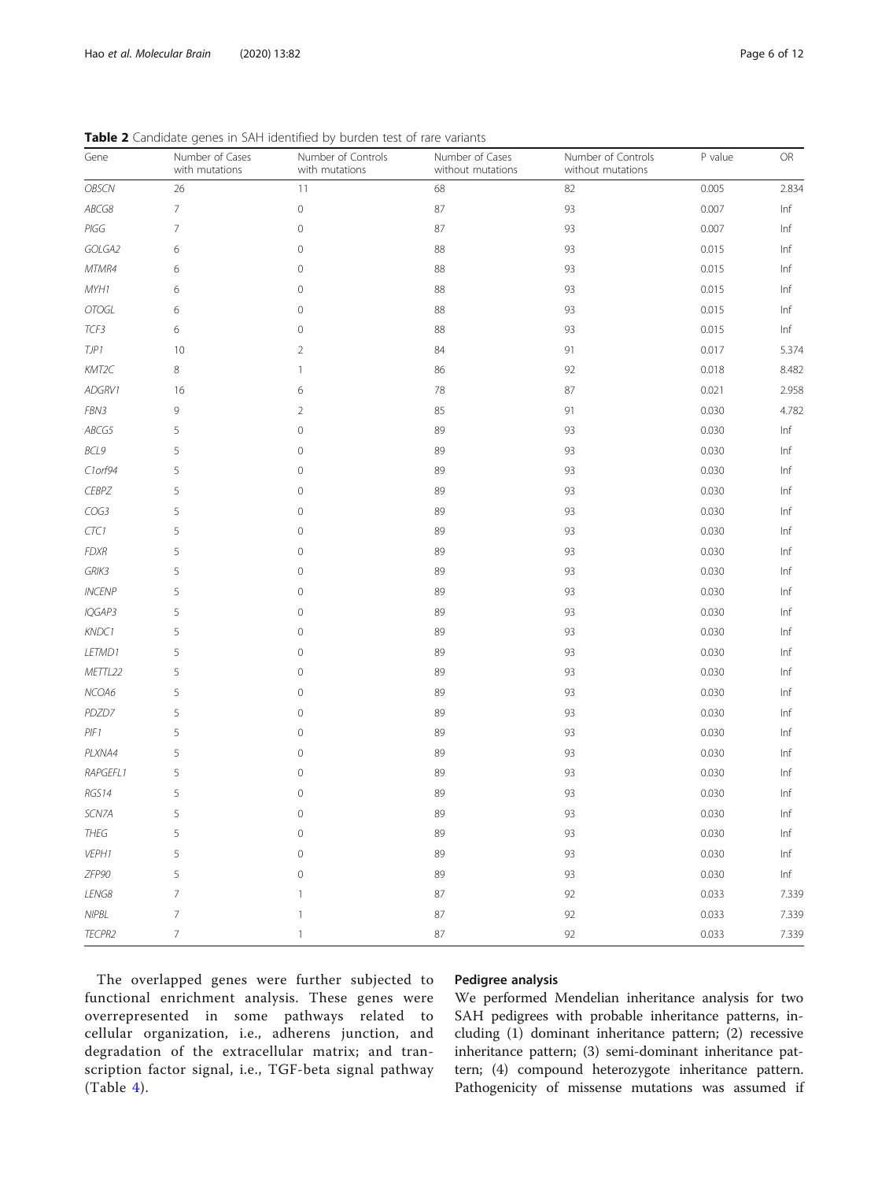**Table 2** Candidate genes in SAH identified by burden test of rare variants

| Gene | Number of Cases with mutations | Number of Controls with mutations | Number of Cases without mutations | Number of Controls without mutations | P value | OR |
|---|---|---|---|---|---|---|
| *OBSCN* | 26 | 11 | 68 | 82 | 0.005 | 2.834 |
| *ABCG8* | 7 | 0 | 87 | 93 | 0.007 | Inf |
| *PIGG* | 7 | 0 | 87 | 93 | 0.007 | Inf |
| *GOLGA2* | 6 | 0 | 88 | 93 | 0.015 | Inf |
| *MTMR4* | 6 | 0 | 88 | 93 | 0.015 | Inf |
| *MYH1* | 6 | 0 | 88 | 93 | 0.015 | Inf |
| *OTOGL* | 6 | 0 | 88 | 93 | 0.015 | Inf |
| *TCF3* | 6 | 0 | 88 | 93 | 0.015 | Inf |
| *TJP1* | 10 | 2 | 84 | 91 | 0.017 | 5.374 |
| *KMT2C* | 8 | 1 | 86 | 92 | 0.018 | 8.482 |
| *ADGRV1* | 16 | 6 | 78 | 87 | 0.021 | 2.958 |
| *FBN3* | 9 | 2 | 85 | 91 | 0.030 | 4.782 |
| *ABCG5* | 5 | 0 | 89 | 93 | 0.030 | Inf |
| *BCL9* | 5 | 0 | 89 | 93 | 0.030 | Inf |
| *C1orf94* | 5 | 0 | 89 | 93 | 0.030 | Inf |
| *CEBPZ* | 5 | 0 | 89 | 93 | 0.030 | Inf |
| *COG3* | 5 | 0 | 89 | 93 | 0.030 | Inf |
| *CTC1* | 5 | 0 | 89 | 93 | 0.030 | Inf |
| *FDXR* | 5 | 0 | 89 | 93 | 0.030 | Inf |
| *GRIK3* | 5 | 0 | 89 | 93 | 0.030 | Inf |
| *INCENP* | 5 | 0 | 89 | 93 | 0.030 | Inf |
| *IQGAP3* | 5 | 0 | 89 | 93 | 0.030 | Inf |
| *KNDC1* | 5 | 0 | 89 | 93 | 0.030 | Inf |
| *LETMD1* | 5 | 0 | 89 | 93 | 0.030 | Inf |
| *METTL22* | 5 | 0 | 89 | 93 | 0.030 | Inf |
| *NCOA6* | 5 | 0 | 89 | 93 | 0.030 | Inf |
| *PDZD7* | 5 | 0 | 89 | 93 | 0.030 | Inf |
| *PIF1* | 5 | 0 | 89 | 93 | 0.030 | Inf |
| *PLXNA4* | 5 | 0 | 89 | 93 | 0.030 | Inf |
| *RAPGEFL1* | 5 | 0 | 89 | 93 | 0.030 | Inf |
| *RGS14* | 5 | 0 | 89 | 93 | 0.030 | Inf |
| *SCN7A* | 5 | 0 | 89 | 93 | 0.030 | Inf |
| *THEG* | 5 | 0 | 89 | 93 | 0.030 | Inf |
| *VEPH1* | 5 | 0 | 89 | 93 | 0.030 | Inf |
| *ZFP90* | 5 | 0 | 89 | 93 | 0.030 | Inf |
| *LENG8* | 7 | 1 | 87 | 92 | 0.033 | 7.339 |
| *NIPBL* | 7 | 1 | 87 | 92 | 0.033 | 7.339 |
| *TECPR2* | 7 | 1 | 87 | 92 | 0.033 | 7.339 |

The overlapped genes were further subjected to functional enrichment analysis. These genes were overrepresented in some pathways related to cellular organization, i.e., adherens junction, and degradation of the extracellular matrix; and transcription factor signal, i.e., TGF-beta signal pathway (Table 4).

### Pedigree analysis

We performed Mendelian inheritance analysis for two SAH pedigrees with probable inheritance patterns, including (1) dominant inheritance pattern; (2) recessive inheritance pattern; (3) semi-dominant inheritance pattern; (4) compound heterozygote inheritance pattern. Pathogenicity of missense mutations was assumed if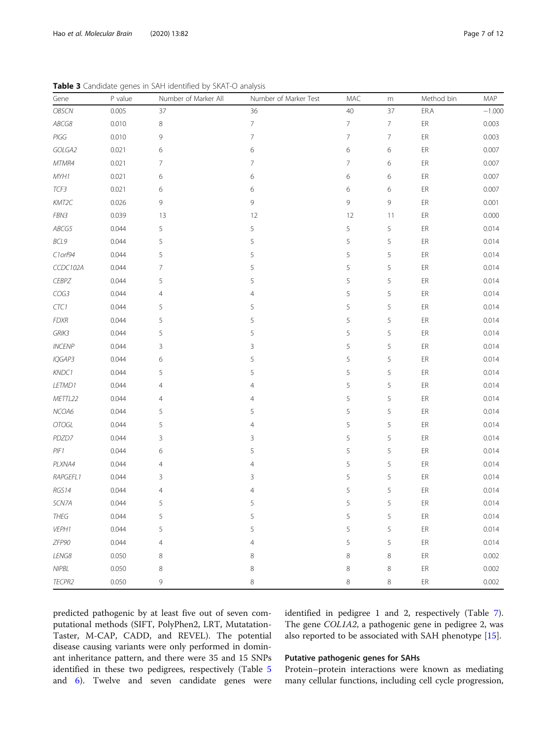**Table 3** Candidate genes in SAH identified by SKAT-O analysis

| Gene | P value | Number of Marker All | Number of Marker Test | MAC | m | Method bin | MAP |
|---|---|---|---|---|---|---|---|
| *OBSCN* | 0.005 | 37 | 36 | 40 | 37 | ER.A | −1.000 |
| *ABCG8* | 0.010 | 8 | 7 | 7 | 7 | ER | 0.003 |
| *PIGG* | 0.010 | 9 | 7 | 7 | 7 | ER | 0.003 |
| *GOLGA2* | 0.021 | 6 | 6 | 6 | 6 | ER | 0.007 |
| *MTMR4* | 0.021 | 7 | 7 | 7 | 6 | ER | 0.007 |
| *MYH1* | 0.021 | 6 | 6 | 6 | 6 | ER | 0.007 |
| *TCF3* | 0.021 | 6 | 6 | 6 | 6 | ER | 0.007 |
| *KMT2C* | 0.026 | 9 | 9 | 9 | 9 | ER | 0.001 |
| *FBN3* | 0.039 | 13 | 12 | 12 | 11 | ER | 0.000 |
| *ABCG5* | 0.044 | 5 | 5 | 5 | 5 | ER | 0.014 |
| *BCL9* | 0.044 | 5 | 5 | 5 | 5 | ER | 0.014 |
| *C1orf94* | 0.044 | 5 | 5 | 5 | 5 | ER | 0.014 |
| *CCDC102A* | 0.044 | 7 | 5 | 5 | 5 | ER | 0.014 |
| *CEBPZ* | 0.044 | 5 | 5 | 5 | 5 | ER | 0.014 |
| *COG3* | 0.044 | 4 | 4 | 5 | 5 | ER | 0.014 |
| *CTC1* | 0.044 | 5 | 5 | 5 | 5 | ER | 0.014 |
| *FDXR* | 0.044 | 5 | 5 | 5 | 5 | ER | 0.014 |
| *GRIK3* | 0.044 | 5 | 5 | 5 | 5 | ER | 0.014 |
| *INCENP* | 0.044 | 3 | 3 | 5 | 5 | ER | 0.014 |
| *IQGAP3* | 0.044 | 6 | 5 | 5 | 5 | ER | 0.014 |
| *KNDC1* | 0.044 | 5 | 5 | 5 | 5 | ER | 0.014 |
| *LETMD1* | 0.044 | 4 | 4 | 5 | 5 | ER | 0.014 |
| *METTL22* | 0.044 | 4 | 4 | 5 | 5 | ER | 0.014 |
| *NCOA6* | 0.044 | 5 | 5 | 5 | 5 | ER | 0.014 |
| *OTOGL* | 0.044 | 5 | 4 | 5 | 5 | ER | 0.014 |
| *PDZD7* | 0.044 | 3 | 3 | 5 | 5 | ER | 0.014 |
| *PIF1* | 0.044 | 6 | 5 | 5 | 5 | ER | 0.014 |
| *PLXNA4* | 0.044 | 4 | 4 | 5 | 5 | ER | 0.014 |
| *RAPGEFL1* | 0.044 | 3 | 3 | 5 | 5 | ER | 0.014 |
| *RGS14* | 0.044 | 4 | 4 | 5 | 5 | ER | 0.014 |
| *SCN7A* | 0.044 | 5 | 5 | 5 | 5 | ER | 0.014 |
| *THEG* | 0.044 | 5 | 5 | 5 | 5 | ER | 0.014 |
| *VEPH1* | 0.044 | 5 | 5 | 5 | 5 | ER | 0.014 |
| *ZFP90* | 0.044 | 4 | 4 | 5 | 5 | ER | 0.014 |
| *LENG8* | 0.050 | 8 | 8 | 8 | 8 | ER | 0.002 |
| *NIPBL* | 0.050 | 8 | 8 | 8 | 8 | ER | 0.002 |
| *TECPR2* | 0.050 | 9 | 8 | 8 | 8 | ER | 0.002 |

predicted pathogenic by at least five out of seven computational methods (SIFT, PolyPhen2, LRT, Mutatation-Taster, M-CAP, CADD, and REVEL). The potential disease causing variants were only performed in dominant inheritance pattern, and there were 35 and 15 SNPs identified in these two pedigrees, respectively (Table 5 and 6). Twelve and seven candidate genes were identified in pedigree 1 and 2, respectively (Table 7). The gene *COL1A2*, a pathogenic gene in pedigree 2, was also reported to be associated with SAH phenotype [15].

### Putative pathogenic genes for SAHs

Protein–protein interactions were known as mediating many cellular functions, including cell cycle progression,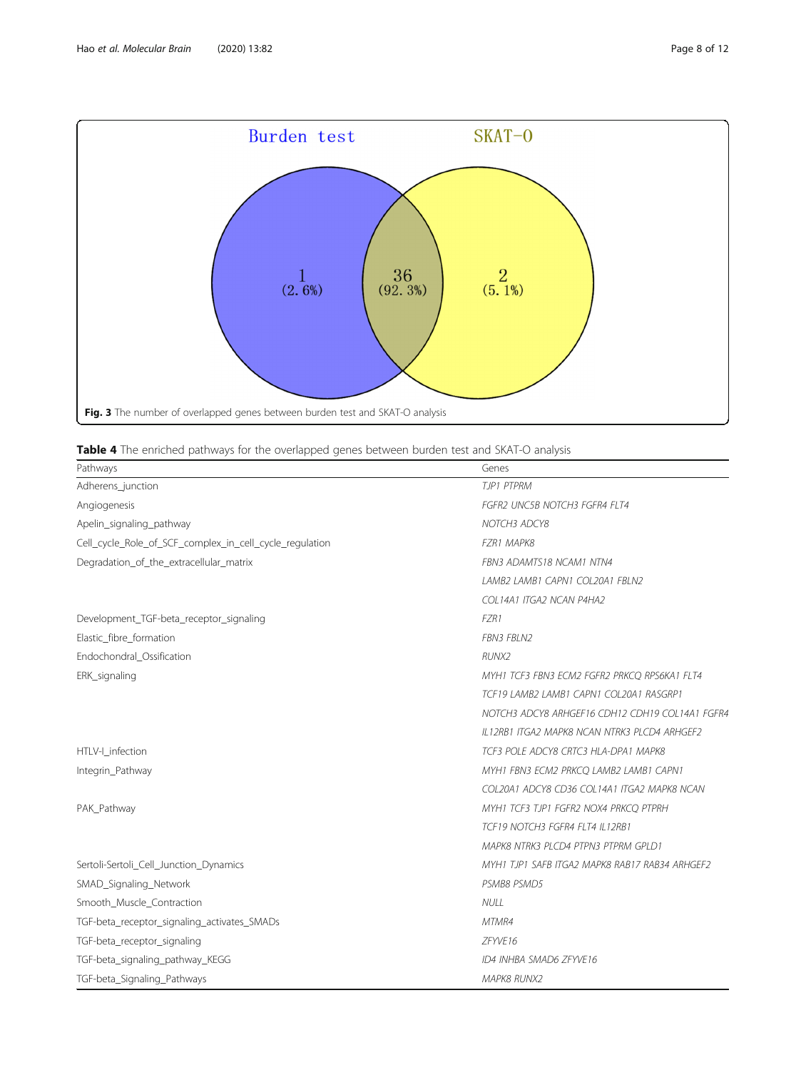**Fig. 3** The number of overlapped genes between burden test and SKAT-O analysis

**Table 4** The enriched pathways for the overlapped genes between burden test and SKAT-O analysis

| Pathways | Genes |
|---|---|
| Adherens_junction | *TJP1 PTPRM* |
| Angiogenesis | *FGFR2 UNC5B NOTCH3 FGFR4 FLT4* |
| Apelin_signaling_pathway | *NOTCH3 ADCY8* |
| Cell_cycle_Role_of_SCF_complex_in_cell_cycle_regulation | *FZR1 MAPK8* |
| Degradation_of_the_extracellular_matrix | *FBN3 ADAMTS18 NCAM1 NTN4 LAMB2 LAMB1 CAPN1 COL20A1 FBLN2 COL14A1 ITGA2 NCAN P4HA2* |
| Development_TGF-beta_receptor_signaling | *FZR1* |
| Elastic_fibre_formation | *FBN3 FBLN2* |
| Endochondral_Ossification | *RUNX2* |
| ERK_signaling | *MYH1 TCF3 FBN3 ECM2 FGFR2 PRKCQ RPS6KA1 FLT4 TCF19 LAMB2 LAMB1 CAPN1 COL20A1 RASGRP1 NOTCH3 ADCY8 ARHGEF16 CDH12 CDH19 COL14A1 FGFR4 IL12RB1 ITGA2 MAPK8 NCAN NTRK3 PLCD4 ARHGEF2* |
| HTLV-I_infection | *TCF3 POLE ADCY8 CRTC3 HLA-DPA1 MAPK8* |
| Integrin_Pathway | *MYH1 FBN3 ECM2 PRKCQ LAMB2 LAMB1 CAPN1 COL20A1 ADCY8 CD36 COL14A1 ITGA2 MAPK8 NCAN* |
| PAK_Pathway | *MYH1 TCF3 TJP1 FGFR2 NOX4 PRKCQ PTPRH TCF19 NOTCH3 FGFR4 FLT4 IL12RB1 MAPK8 NTRK3 PLCD4 PTPN3 PTPRM GPLD1* |
| Sertoli-Sertoli_Cell_Junction_Dynamics | *MYH1 TJP1 SAFB ITGA2 MAPK8 RAB17 RAB34 ARHGEF2* |
| SMAD_Signaling_Network | *PSMB8 PSMD5* |
| Smooth_Muscle_Contraction | *NULL* |
| TGF-beta_receptor_signaling_activates_SMADs | *MTMR4* |
| TGF-beta_receptor_signaling | *ZFYVE16* |
| TGF-beta_signaling_pathway_KEGG | *ID4 INHBA SMAD6 ZFYVE16* |
| TGF-beta_Signaling_Pathways | *MAPK8 RUNX2* |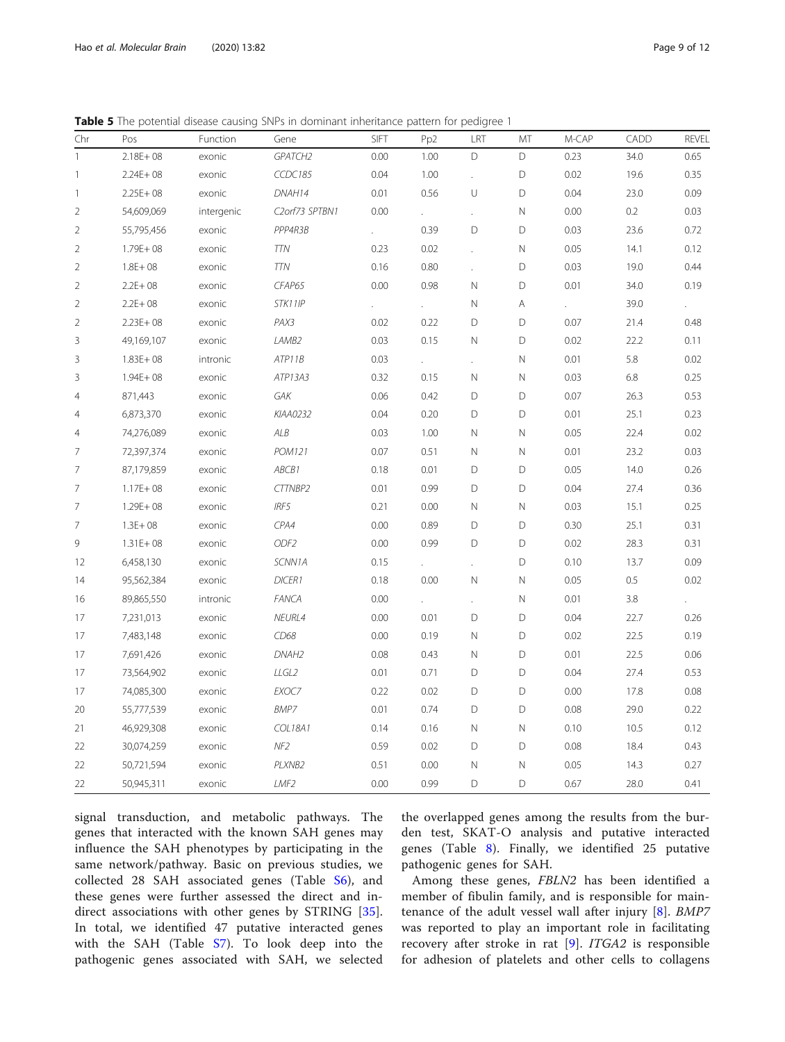**Table 5** The potential disease causing SNPs in dominant inheritance pattern for pedigree 1

| Chr | Pos | Function | Gene | SIFT | Pp2 | LRT | MT | M-CAP | CADD | REVEL |
|---|---|---|---|---|---|---|---|---|---|---|
| 1 | 2.18E+ 08 | exonic | *GPATCH2* | 0.00 | 1.00 | D | D | 0.23 | 34.0 | 0.65 |
| 1 | 2.24E+ 08 | exonic | *CCDC185* | 0.04 | 1.00 | . | D | 0.02 | 19.6 | 0.35 |
| 1 | 2.25E+ 08 | exonic | *DNAH14* | 0.01 | 0.56 | U | D | 0.04 | 23.0 | 0.09 |
| 2 | 54,609,069 | intergenic | *C2orf73 SPTBN1* | 0.00 | . | . | N | 0.00 | 0.2 | 0.03 |
| 2 | 55,795,456 | exonic | *PPP4R3B* | . | 0.39 | D | D | 0.03 | 23.6 | 0.72 |
| 2 | 1.79E+ 08 | exonic | *TTN* | 0.23 | 0.02 | . | N | 0.05 | 14.1 | 0.12 |
| 2 | 1.8E+ 08 | exonic | *TTN* | 0.16 | 0.80 | . | D | 0.03 | 19.0 | 0.44 |
| 2 | 2.2E+ 08 | exonic | *CFAP65* | 0.00 | 0.98 | N | D | 0.01 | 34.0 | 0.19 |
| 2 | 2.2E+ 08 | exonic | *STK11IP* | . | . | N | A | . | 39.0 | . |
| 2 | 2.23E+ 08 | exonic | *PAX3* | 0.02 | 0.22 | D | D | 0.07 | 21.4 | 0.48 |
| 3 | 49,169,107 | exonic | *LAMB2* | 0.03 | 0.15 | N | D | 0.02 | 22.2 | 0.11 |
| 3 | 1.83E+ 08 | intronic | *ATP11B* | 0.03 | . | . | N | 0.01 | 5.8 | 0.02 |
| 3 | 1.94E+ 08 | exonic | *ATP13A3* | 0.32 | 0.15 | N | N | 0.03 | 6.8 | 0.25 |
| 4 | 871,443 | exonic | *GAK* | 0.06 | 0.42 | D | D | 0.07 | 26.3 | 0.53 |
| 4 | 6,873,370 | exonic | *KIAA0232* | 0.04 | 0.20 | D | D | 0.01 | 25.1 | 0.23 |
| 4 | 74,276,089 | exonic | *ALB* | 0.03 | 1.00 | N | N | 0.05 | 22.4 | 0.02 |
| 7 | 72,397,374 | exonic | *POM121* | 0.07 | 0.51 | N | N | 0.01 | 23.2 | 0.03 |
| 7 | 87,179,859 | exonic | *ABCB1* | 0.18 | 0.01 | D | D | 0.05 | 14.0 | 0.26 |
| 7 | 1.17E+ 08 | exonic | *CTTNBP2* | 0.01 | 0.99 | D | D | 0.04 | 27.4 | 0.36 |
| 7 | 1.29E+ 08 | exonic | *IRF5* | 0.21 | 0.00 | N | N | 0.03 | 15.1 | 0.25 |
| 7 | 1.3E+ 08 | exonic | *CPA4* | 0.00 | 0.89 | D | D | 0.30 | 25.1 | 0.31 |
| 9 | 1.31E+ 08 | exonic | *ODF2* | 0.00 | 0.99 | D | D | 0.02 | 28.3 | 0.31 |
| 12 | 6,458,130 | exonic | *SCNN1A* | 0.15 | . | . | D | 0.10 | 13.7 | 0.09 |
| 14 | 95,562,384 | exonic | *DICER1* | 0.18 | 0.00 | N | N | 0.05 | 0.5 | 0.02 |
| 16 | 89,865,550 | intronic | *FANCA* | 0.00 | . | . | N | 0.01 | 3.8 | . |
| 17 | 7,231,013 | exonic | *NEURL4* | 0.00 | 0.01 | D | D | 0.04 | 22.7 | 0.26 |
| 17 | 7,483,148 | exonic | *CD68* | 0.00 | 0.19 | N | D | 0.02 | 22.5 | 0.19 |
| 17 | 7,691,426 | exonic | *DNAH2* | 0.08 | 0.43 | N | D | 0.01 | 22.5 | 0.06 |
| 17 | 73,564,902 | exonic | *LLGL2* | 0.01 | 0.71 | D | D | 0.04 | 27.4 | 0.53 |
| 17 | 74,085,300 | exonic | *EXOC7* | 0.22 | 0.02 | D | D | 0.00 | 17.8 | 0.08 |
| 20 | 55,777,539 | exonic | *BMP7* | 0.01 | 0.74 | D | D | 0.08 | 29.0 | 0.22 |
| 21 | 46,929,308 | exonic | *COL18A1* | 0.14 | 0.16 | N | N | 0.10 | 10.5 | 0.12 |
| 22 | 30,074,259 | exonic | *NF2* | 0.59 | 0.02 | D | D | 0.08 | 18.4 | 0.43 |
| 22 | 50,721,594 | exonic | *PLXNB2* | 0.51 | 0.00 | N | N | 0.05 | 14.3 | 0.27 |
| 22 | 50,945,311 | exonic | *LMF2* | 0.00 | 0.99 | D | D | 0.67 | 28.0 | 0.41 |

signal transduction, and metabolic pathways. The genes that interacted with the known SAH genes may influence the SAH phenotypes by participating in the same network/pathway. Basic on previous studies, we collected 28 SAH associated genes (Table S6), and these genes were further assessed the direct and indirect associations with other genes by STRING [35]. In total, we identified 47 putative interacted genes with the SAH (Table S7). To look deep into the pathogenic genes associated with SAH, we selected the overlapped genes among the results from the burden test, SKAT-O analysis and putative interacted genes (Table 8). Finally, we identified 25 putative pathogenic genes for SAH.

Among these genes, *FBLN2* has been identified a member of fibulin family, and is responsible for maintenance of the adult vessel wall after injury [8]. *BMP7* was reported to play an important role in facilitating recovery after stroke in rat [9]. *ITGA2* is responsible for adhesion of platelets and other cells to collagens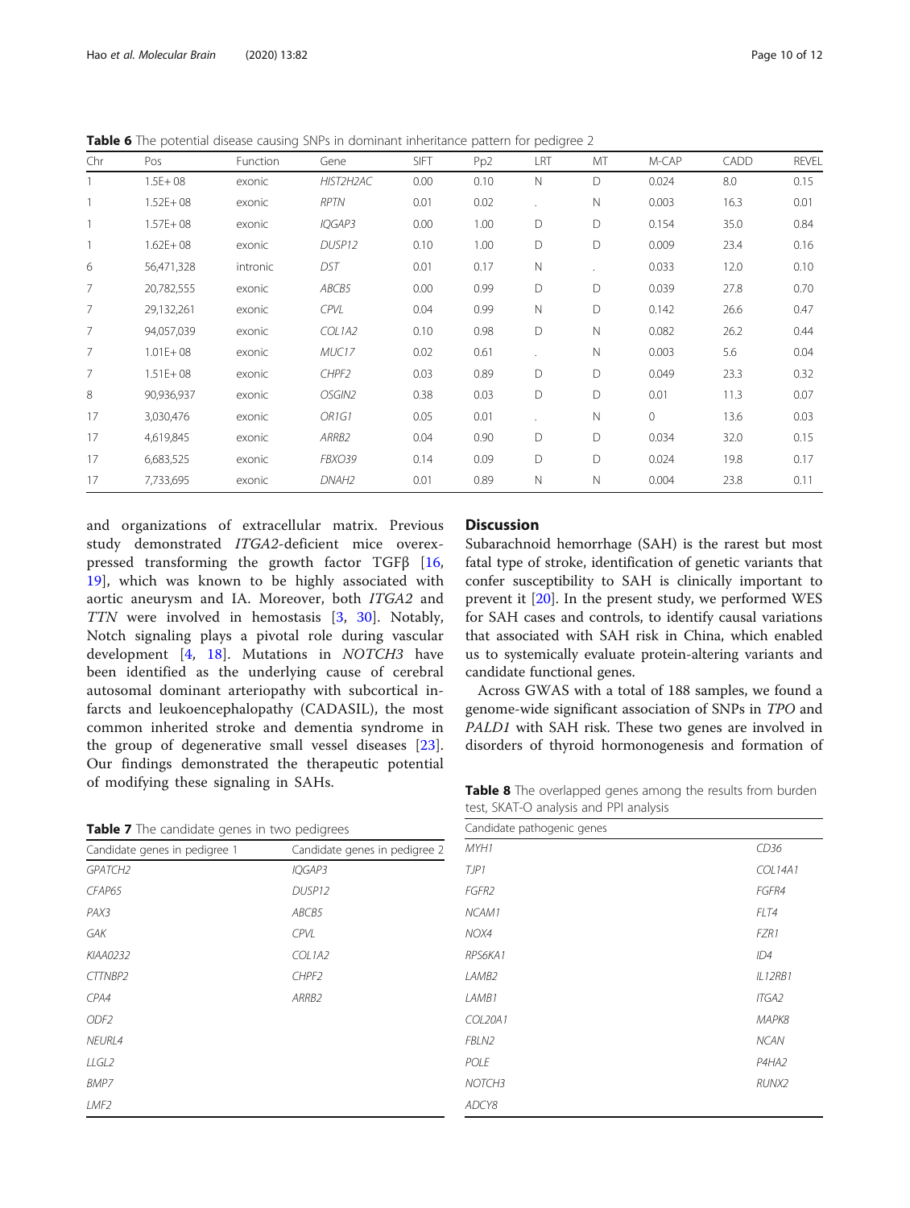**Table 6** The potential disease causing SNPs in dominant inheritance pattern for pedigree 2

| Chr | Pos | Function | Gene | SIFT | Pp2 | LRT | MT | M-CAP | CADD | REVEL |
|---|---|---|---|---|---|---|---|---|---|---|
| 1 | 1.5E+ 08 | exonic | *HIST2H2AC* | 0.00 | 0.10 | N | D | 0.024 | 8.0 | 0.15 |
| 1 | 1.52E+ 08 | exonic | *RPTN* | 0.01 | 0.02 | . | N | 0.003 | 16.3 | 0.01 |
| 1 | 1.57E+ 08 | exonic | *IQGAP3* | 0.00 | 1.00 | D | D | 0.154 | 35.0 | 0.84 |
| 1 | 1.62E+ 08 | exonic | *DUSP12* | 0.10 | 1.00 | D | D | 0.009 | 23.4 | 0.16 |
| 6 | 56,471,328 | intronic | *DST* | 0.01 | 0.17 | N | . | 0.033 | 12.0 | 0.10 |
| 7 | 20,782,555 | exonic | *ABCB5* | 0.00 | 0.99 | D | D | 0.039 | 27.8 | 0.70 |
| 7 | 29,132,261 | exonic | *CPVL* | 0.04 | 0.99 | N | D | 0.142 | 26.6 | 0.47 |
| 7 | 94,057,039 | exonic | *COL1A2* | 0.10 | 0.98 | D | N | 0.082 | 26.2 | 0.44 |
| 7 | 1.01E+ 08 | exonic | *MUC17* | 0.02 | 0.61 | . | N | 0.003 | 5.6 | 0.04 |
| 7 | 1.51E+ 08 | exonic | *CHPF2* | 0.03 | 0.89 | D | D | 0.049 | 23.3 | 0.32 |
| 8 | 90,936,937 | exonic | *OSGIN2* | 0.38 | 0.03 | D | D | 0.01 | 11.3 | 0.07 |
| 17 | 3,030,476 | exonic | *OR1G1* | 0.05 | 0.01 | . | N | 0 | 13.6 | 0.03 |
| 17 | 4,619,845 | exonic | *ARRB2* | 0.04 | 0.90 | D | D | 0.034 | 32.0 | 0.15 |
| 17 | 6,683,525 | exonic | *FBXO39* | 0.14 | 0.09 | D | D | 0.024 | 19.8 | 0.17 |
| 17 | 7,733,695 | exonic | *DNAH2* | 0.01 | 0.89 | N | N | 0.004 | 23.8 | 0.11 |

and organizations of extracellular matrix. Previous study demonstrated *ITGA2*-deficient mice overexpressed transforming the growth factor TGFβ [16, 19], which was known to be highly associated with aortic aneurysm and IA. Moreover, both *ITGA2* and *TTN* were involved in hemostasis [3, 30]. Notably, Notch signaling plays a pivotal role during vascular development [4, 18]. Mutations in *NOTCH3* have been identified as the underlying cause of cerebral autosomal dominant arteriopathy with subcortical infarcts and leukoencephalopathy (CADASIL), the most common inherited stroke and dementia syndrome in the group of degenerative small vessel diseases [23]. Our findings demonstrated the therapeutic potential of modifying these signaling in SAHs.

**Table 7** The candidate genes in two pedigrees

| Candidate genes in pedigree 1 | Candidate genes in pedigree 2 |
|---|---|
| *GPATCH2* | *IQGAP3* |
| *CFAP65* | *DUSP12* |
| *PAX3* | *ABCB5* |
| *GAK* | *CPVL* |
| *KIAA0232* | *COL1A2* |
| *CTTNBP2* | *CHPF2* |
| *CPA4* | *ARRB2* |
| *ODF2* | |
| *NEURL4* | |
| *LLGL2* | |
| *BMP7* | |
| *LMF2* | |

## Discussion

Subarachnoid hemorrhage (SAH) is the rarest but most fatal type of stroke, identification of genetic variants that confer susceptibility to SAH is clinically important to prevent it [20]. In the present study, we performed WES for SAH cases and controls, to identify causal variations that associated with SAH risk in China, which enabled us to systemically evaluate protein-altering variants and candidate functional genes.

Across GWAS with a total of 188 samples, we found a genome-wide significant association of SNPs in *TPO* and *PALD1* with SAH risk. These two genes are involved in disorders of thyroid hormonogenesis and formation of

**Table 8** The overlapped genes among the results from burden test, SKAT-O analysis and PPI analysis

| Candidate pathogenic genes | |
|---|---|
| *MYH1* | *CD36* |
| *TJP1* | *COL14A1* |
| *FGFR2* | *FGFR4* |
| *NCAM1* | *FLT4* |
| *NOX4* | *FZR1* |
| *RPS6KA1* | *ID4* |
| *LAMB2* | *IL12RB1* |
| *LAMB1* | *ITGA2* |
| *COL20A1* | *MAPK8* |
| *FBLN2* | *NCAN* |
| *POLE* | *P4HA2* |
| *NOTCH3* | *RUNX2* |
| *ADCY8* | |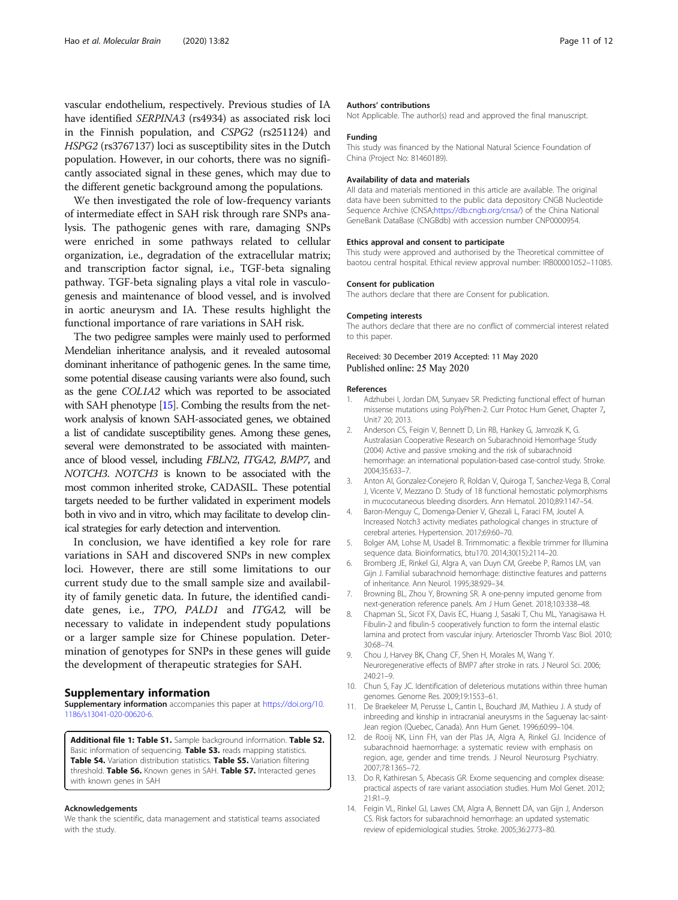vascular endothelium, respectively. Previous studies of IA have identified *SERPINA3* (rs4934) as associated risk loci in the Finnish population, and *CSPG2* (rs251124) and *HSPG2* (rs3767137) loci as susceptibility sites in the Dutch population. However, in our cohorts, there was no significantly associated signal in these genes, which may due to the different genetic background among the populations.

We then investigated the role of low-frequency variants of intermediate effect in SAH risk through rare SNPs analysis. The pathogenic genes with rare, damaging SNPs were enriched in some pathways related to cellular organization, i.e., degradation of the extracellular matrix; and transcription factor signal, i.e., TGF-beta signaling pathway. TGF-beta signaling plays a vital role in vasculogenesis and maintenance of blood vessel, and is involved in aortic aneurysm and IA. These results highlight the functional importance of rare variations in SAH risk.

The two pedigree samples were mainly used to performed Mendelian inheritance analysis, and it revealed autosomal dominant inheritance of pathogenic genes. In the same time, some potential disease causing variants were also found, such as the gene *COL1A2* which was reported to be associated with SAH phenotype [15]. Combing the results from the network analysis of known SAH-associated genes, we obtained a list of candidate susceptibility genes. Among these genes, several were demonstrated to be associated with maintenance of blood vessel, including *FBLN2*, *ITGA2*, *BMP7*, and *NOTCH3*. *NOTCH3* is known to be associated with the most common inherited stroke, CADASIL. These potential targets needed to be further validated in experiment models both in vivo and in vitro, which may facilitate to develop clinical strategies for early detection and intervention.

In conclusion, we have identified a key role for rare variations in SAH and discovered SNPs in new complex loci. However, there are still some limitations to our current study due to the small sample size and availability of family genetic data. In future, the identified candidate genes, i.e., *TPO*, *PALD1* and *ITGA2*, will be necessary to validate in independent study populations or a larger sample size for Chinese population. Determination of genotypes for SNPs in these genes will guide the development of therapeutic strategies for SAH.

## Supplementary information

**Supplementary information** accompanies this paper at https://doi.org/10.1186/s13041-020-00620-6.

**Additional file 1: Table S1.** Sample background information. **Table S2.** Basic information of sequencing. **Table S3.** reads mapping statistics. **Table S4.** Variation distribution statistics. **Table S5.** Variation filtering threshold. **Table S6.** Known genes in SAH. **Table S7.** Interacted genes with known genes in SAH

### Acknowledgements

We thank the scientific, data management and statistical teams associated with the study.

### Authors' contributions

Not Applicable. The author(s) read and approved the final manuscript.

### Funding

This study was financed by the National Natural Science Foundation of China (Project No: 81460189).

### Availability of data and materials

All data and materials mentioned in this article are available. The original data have been submitted to the public data depository CNGB Nucleotide Sequence Archive (CNSA;https://db.cngb.org/cnsa/) of the China National GeneBank DataBase (CNGBdb) with accession number CNP0000954.

### Ethics approval and consent to participate

This study were approved and authorised by the Theoretical committee of baotou central hospital. Ethical review approval number: IRB00001052–11085.

### Consent for publication

The authors declare that there are Consent for publication.

### Competing interests

The authors declare that there are no conflict of commercial interest related to this paper.

Received: 30 December 2019 Accepted: 11 May 2020
Published online: 25 May 2020

### References

1. Adzhubei I, Jordan DM, Sunyaev SR. Predicting functional effect of human missense mutations using PolyPhen-2. Curr Protoc Hum Genet, Chapter 7, Unit7 20; 2013.
2. Anderson CS, Feigin V, Bennett D, Lin RB, Hankey G, Jamrozik K, G. Australasian Cooperative Research on Subarachnoid Hemorrhage Study (2004) Active and passive smoking and the risk of subarachnoid hemorrhage: an international population-based case-control study. Stroke. 2004;35:633–7.
3. Anton AI, Gonzalez-Conejero R, Roldan V, Quiroga T, Sanchez-Vega B, Corral J, Vicente V, Mezzano D. Study of 18 functional hemostatic polymorphisms in mucocutaneous bleeding disorders. Ann Hematol. 2010;89:1147–54.
4. Baron-Menguy C, Domenga-Denier V, Ghezali L, Faraci FM, Joutel A. Increased Notch3 activity mediates pathological changes in structure of cerebral arteries. Hypertension. 2017;69:60–70.
5. Bolger AM, Lohse M, Usadel B. Trimmomatic: a flexible trimmer for Illumina sequence data. Bioinformatics, btu170. 2014;30(15):2114–20.
6. Bromberg JE, Rinkel GJ, Algra A, van Duyn CM, Greebe P, Ramos LM, van Gijn J. Familial subarachnoid hemorrhage: distinctive features and patterns of inheritance. Ann Neurol. 1995;38:929–34.
7. Browning BL, Zhou Y, Browning SR. A one-penny imputed genome from next-generation reference panels. Am J Hum Genet. 2018;103:338–48.
8. Chapman SL, Sicot FX, Davis EC, Huang J, Sasaki T, Chu ML, Yanagisawa H. Fibulin-2 and fibulin-5 cooperatively function to form the internal elastic lamina and protect from vascular injury. Arterioscler Thromb Vasc Biol. 2010;30:68–74.
9. Chou J, Harvey BK, Chang CF, Shen H, Morales M, Wang Y. Neuroregenerative effects of BMP7 after stroke in rats. J Neurol Sci. 2006;240:21–9.
10. Chun S, Fay JC. Identification of deleterious mutations within three human genomes. Genome Res. 2009;19:1553–61.
11. De Braekeleer M, Perusse L, Cantin L, Bouchard JM, Mathieu J. A study of inbreeding and kinship in intracranial aneurysms in the Saguenay lac-saint-Jean region (Quebec, Canada). Ann Hum Genet. 1996;60:99–104.
12. de Rooij NK, Linn FH, van der Plas JA, Algra A, Rinkel GJ. Incidence of subarachnoid haemorrhage: a systematic review with emphasis on region, age, gender and time trends. J Neurol Neurosurg Psychiatry. 2007;78:1365–72.
13. Do R, Kathiresan S, Abecasis GR. Exome sequencing and complex disease: practical aspects of rare variant association studies. Hum Mol Genet. 2012;21:R1–9.
14. Feigin VL, Rinkel GJ, Lawes CM, Algra A, Bennett DA, van Gijn J, Anderson CS. Risk factors for subarachnoid hemorrhage: an updated systematic review of epidemiological studies. Stroke. 2005;36:2773–80.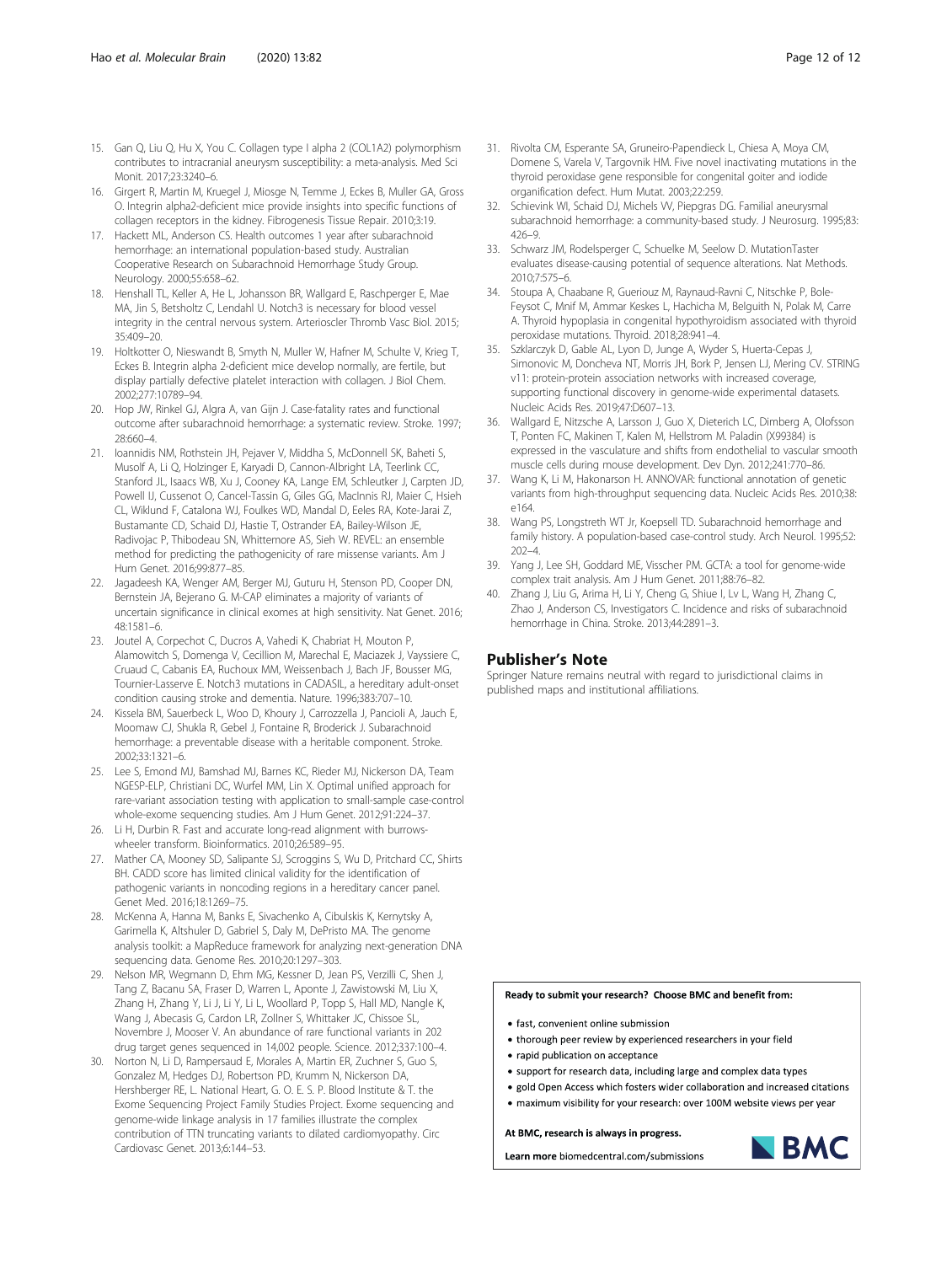15. Gan Q, Liu Q, Hu X, You C. Collagen type I alpha 2 (COL1A2) polymorphism contributes to intracranial aneurysm susceptibility: a meta-analysis. Med Sci Monit. 2017;23:3240–6.
16. Girgert R, Martin M, Kruegel J, Miosge N, Temme J, Eckes B, Muller GA, Gross O. Integrin alpha2-deficient mice provide insights into specific functions of collagen receptors in the kidney. Fibrogenesis Tissue Repair. 2010;3:19.
17. Hackett ML, Anderson CS. Health outcomes 1 year after subarachnoid hemorrhage: an international population-based study. Australian Cooperative Research on Subarachnoid Hemorrhage Study Group. Neurology. 2000;55:658–62.
18. Henshall TL, Keller A, He L, Johansson BR, Wallgard E, Raschperger E, Mae MA, Jin S, Betsholtz C, Lendahl U. Notch3 is necessary for blood vessel integrity in the central nervous system. Arterioscler Thromb Vasc Biol. 2015; 35:409–20.
19. Holtkotter O, Nieswandt B, Smyth N, Muller W, Hafner M, Schulte V, Krieg T, Eckes B. Integrin alpha 2-deficient mice develop normally, are fertile, but display partially defective platelet interaction with collagen. J Biol Chem. 2002;277:10789–94.
20. Hop JW, Rinkel GJ, Algra A, van Gijn J. Case-fatality rates and functional outcome after subarachnoid hemorrhage: a systematic review. Stroke. 1997; 28:660–4.
21. Ioannidis NM, Rothstein JH, Pejaver V, Middha S, McDonnell SK, Baheti S, Musolf A, Li Q, Holzinger E, Karyadi D, Cannon-Albright LA, Teerlink CC, Stanford JL, Isaacs WB, Xu J, Cooney KA, Lange EM, Schleutker J, Carpten JD, Powell IJ, Cussenot O, Cancel-Tassin G, Giles GG, MacInnis RJ, Maier C, Hsieh CL, Wiklund F, Catalona WJ, Foulkes WD, Mandal D, Eeles RA, Kote-Jarai Z, Bustamante CD, Schaid DJ, Hastie T, Ostrander EA, Bailey-Wilson JE, Radivojac P, Thibodeau SN, Whittemore AS, Sieh W. REVEL: an ensemble method for predicting the pathogenicity of rare missense variants. Am J Hum Genet. 2016;99:877–85.
22. Jagadeesh KA, Wenger AM, Berger MJ, Guturu H, Stenson PD, Cooper DN, Bernstein JA, Bejerano G. M-CAP eliminates a majority of variants of uncertain significance in clinical exomes at high sensitivity. Nat Genet. 2016; 48:1581–6.
23. Joutel A, Corpechot C, Ducros A, Vahedi K, Chabriat H, Mouton P, Alamowitch S, Domenga V, Cecillion M, Marechal E, Maciazek J, Vayssiere C, Cruaud C, Cabanis EA, Ruchoux MM, Weissenbach J, Bach JF, Bousser MG, Tournier-Lasserve E. Notch3 mutations in CADASIL, a hereditary adult-onset condition causing stroke and dementia. Nature. 1996;383:707–10.
24. Kissela BM, Sauerbeck L, Woo D, Khoury J, Carrozzella J, Pancioli A, Jauch E, Moomaw CJ, Shukla R, Gebel J, Fontaine R, Broderick J. Subarachnoid hemorrhage: a preventable disease with a heritable component. Stroke. 2002;33:1321–6.
25. Lee S, Emond MJ, Bamshad MJ, Barnes KC, Rieder MJ, Nickerson DA, Team NGESP-ELP, Christiani DC, Wurfel MM, Lin X. Optimal unified approach for rare-variant association testing with application to small-sample case-control whole-exome sequencing studies. Am J Hum Genet. 2012;91:224–37.
26. Li H, Durbin R. Fast and accurate long-read alignment with burrows-wheeler transform. Bioinformatics. 2010;26:589–95.
27. Mather CA, Mooney SD, Salipante SJ, Scroggins S, Wu D, Pritchard CC, Shirts BH. CADD score has limited clinical validity for the identification of pathogenic variants in noncoding regions in a hereditary cancer panel. Genet Med. 2016;18:1269–75.
28. McKenna A, Hanna M, Banks E, Sivachenko A, Cibulskis K, Kernytsky A, Garimella K, Altshuler D, Gabriel S, Daly M, DePristo MA. The genome analysis toolkit: a MapReduce framework for analyzing next-generation DNA sequencing data. Genome Res. 2010;20:1297–303.
29. Nelson MR, Wegmann D, Ehm MG, Kessner D, Jean PS, Verzilli C, Shen J, Tang Z, Bacanu SA, Fraser D, Warren L, Aponte J, Zawistowski M, Liu X, Zhang H, Zhang Y, Li J, Li Y, Li L, Woollard P, Topp S, Hall MD, Nangle K, Wang J, Abecasis G, Cardon LR, Zollner S, Whittaker JC, Chissoe SL, Novembre J, Mooser V. An abundance of rare functional variants in 202 drug target genes sequenced in 14,002 people. Science. 2012;337:100–4.
30. Norton N, Li D, Rampersaud E, Morales A, Martin ER, Zuchner S, Guo S, Gonzalez M, Hedges DJ, Robertson PD, Krumm N, Nickerson DA, Hershberger RE, L. National Heart, G. O. E. S. P. Blood Institute & T. the Exome Sequencing Project Family Studies Project. Exome sequencing and genome-wide linkage analysis in 17 families illustrate the complex contribution of TTN truncating variants to dilated cardiomyopathy. Circ Cardiovasc Genet. 2013;6:144–53.
31. Rivolta CM, Esperante SA, Gruneiro-Papendieck L, Chiesa A, Moya CM, Domene S, Varela V, Targovnik HM. Five novel inactivating mutations in the thyroid peroxidase gene responsible for congenital goiter and iodide organification defect. Hum Mutat. 2003;22:259.
32. Schievink WI, Schaid DJ, Michels VV, Piepgras DG. Familial aneurysmal subarachnoid hemorrhage: a community-based study. J Neurosurg. 1995;83: 426–9.
33. Schwarz JM, Rodelsperger C, Schuelke M, Seelow D. MutationTaster evaluates disease-causing potential of sequence alterations. Nat Methods. 2010;7:575–6.
34. Stoupa A, Chaabane R, Gueriouz M, Raynaud-Ravni C, Nitschke P, Bole-Feysot C, Mnif M, Ammar Keskes L, Hachicha M, Belguith N, Polak M, Carre A. Thyroid hypoplasia in congenital hypothyroidism associated with thyroid peroxidase mutations. Thyroid. 2018;28:941–4.
35. Szklarczyk D, Gable AL, Lyon D, Junge A, Wyder S, Huerta-Cepas J, Simonovic M, Doncheva NT, Morris JH, Bork P, Jensen LJ, Mering CV. STRING v11: protein-protein association networks with increased coverage, supporting functional discovery in genome-wide experimental datasets. Nucleic Acids Res. 2019;47:D607–13.
36. Wallgard E, Nitzsche A, Larsson J, Guo X, Dieterich LC, Dimberg A, Olofsson T, Ponten FC, Makinen T, Kalen M, Hellstrom M. Paladin (X99384) is expressed in the vasculature and shifts from endothelial to vascular smooth muscle cells during mouse development. Dev Dyn. 2012;241:770–86.
37. Wang K, Li M, Hakonarson H. ANNOVAR: functional annotation of genetic variants from high-throughput sequencing data. Nucleic Acids Res. 2010;38: e164.
38. Wang PS, Longstreth WT Jr, Koepsell TD. Subarachnoid hemorrhage and family history. A population-based case-control study. Arch Neurol. 1995;52: 202–4.
39. Yang J, Lee SH, Goddard ME, Visscher PM. GCTA: a tool for genome-wide complex trait analysis. Am J Hum Genet. 2011;88:76–82.
40. Zhang J, Liu G, Arima H, Li Y, Cheng G, Shiue I, Lv L, Wang H, Zhang C, Zhao J, Anderson CS, Investigators C. Incidence and risks of subarachnoid hemorrhage in China. Stroke. 2013;44:2891–3.

## Publisher's Note

Springer Nature remains neutral with regard to jurisdictional claims in published maps and institutional affiliations.

**Ready to submit your research? Choose BMC and benefit from:**

- fast, convenient online submission
- thorough peer review by experienced researchers in your field
- rapid publication on acceptance
- support for research data, including large and complex data types
- gold Open Access which fosters wider collaboration and increased citations
- maximum visibility for your research: over 100M website views per year

**At BMC, research is always in progress.**

**Learn more** biomedcentral.com/submissions

BMC